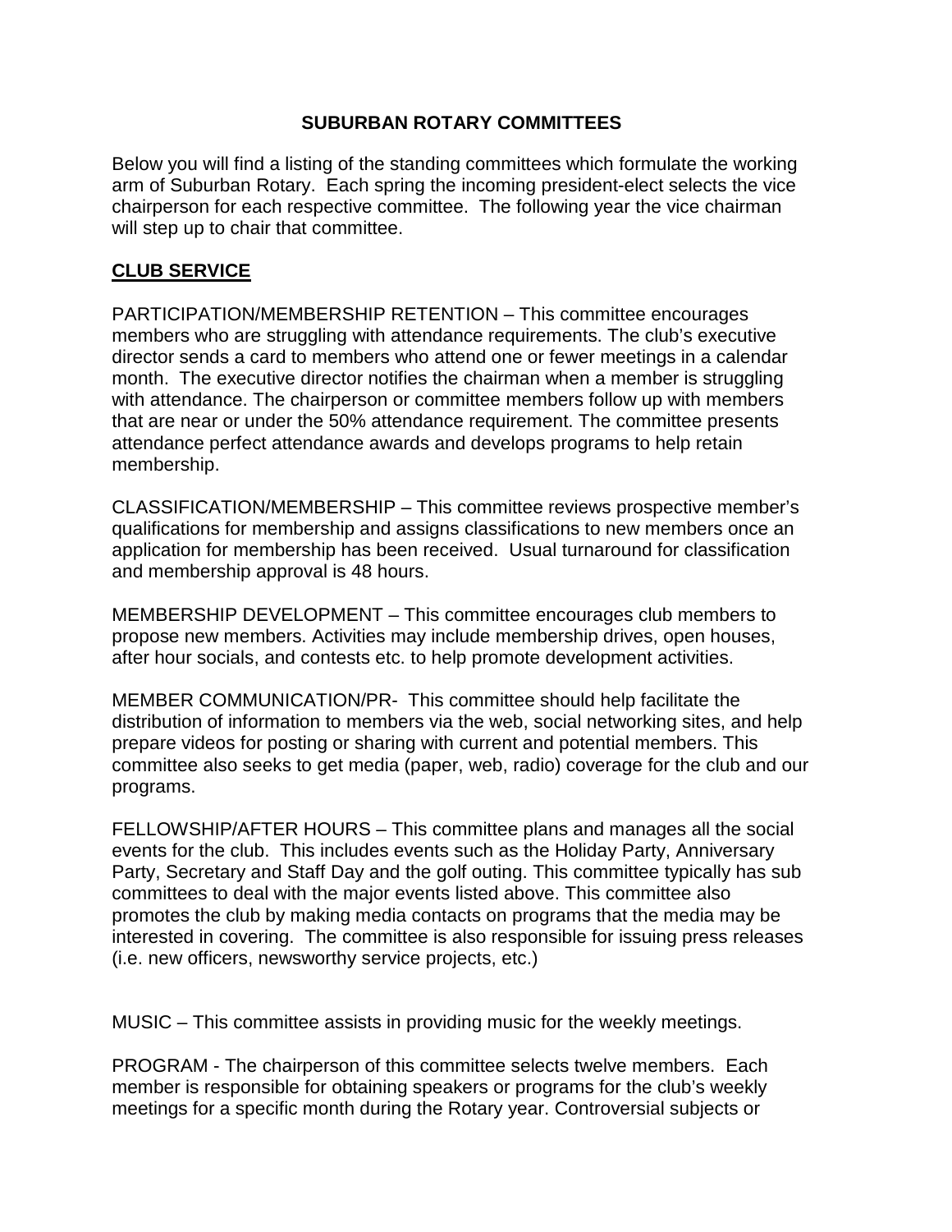# SUBURBAN ROTARY COMMITTEES

Below you will find a listing of the standing committees which formulate the working arm of Suburban Rotary. Each spring the incoming president-elect selects the vice chairperson for each respective committee. The following year the vice chairman will step up to chair that committee.

## CLUB SERVICE

PARTICIPATION/MEMBERSHIP RETENTION – This committee encourages members who are struggling with attendance requirements. The club's executive director sends a card to members who attend one or fewer meetings in a calendar month. The executive director notifies the chairman when a member is struggling with attendance. The chairperson or committee members follow up with members that are near or under the 50% attendance requirement. The committee presents attendance perfect attendance awards and develops programs to help retain membership.

CLASSIFICATION/MEMBERSHIP – This committee reviews prospective member's qualifications for membership and assigns classifications to new members once an application for membership has been received. Usual turnaround for classification and membership approval is 48 hours.

MEMBERSHIP DEVELOPMENT – This committee encourages club members to propose new members. Activities may include membership drives, open houses, after hour socials, and contests etc. to help promote development activities.

MEMBER COMMUNICATION/PR- This committee should help facilitate the distribution of information to members via the web, social networking sites, and help prepare videos for posting or sharing with current and potential members. This committee also seeks to get media (paper, web, radio) coverage for the club and our programs.

FELLOWSHIP/AFTER HOURS – This committee plans and manages all the social events for the club. This includes events such as the Holiday Party, Anniversary Party, Secretary and Staff Day and the golf outing. This committee typically has sub committees to deal with the major events listed above. This committee also promotes the club by making media contacts on programs that the media may be interested in covering. The committee is also responsible for issuing press releases (i.e. new officers, newsworthy service projects, etc.)

MUSIC – This committee assists in providing music for the weekly meetings.

PROGRAM - The chairperson of this committee selects twelve members. Each member is responsible for obtaining speakers or programs for the club's weekly meetings for a specific month during the Rotary year. Controversial subjects or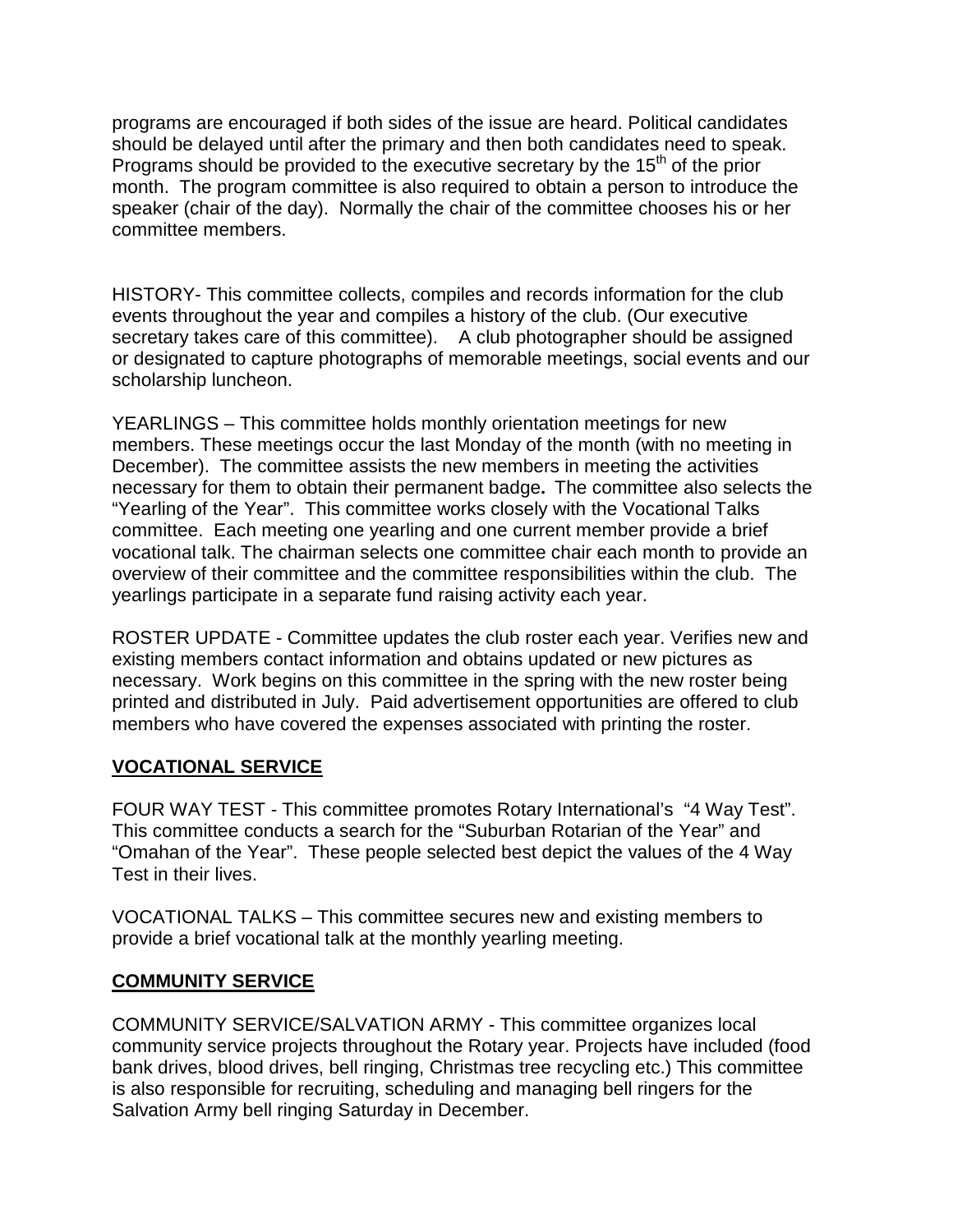programs are encouraged if both sides of the issue are heard. Political candidates should be delayed until after the primary and then both candidates need to speak. Programs should be provided to the executive secretary by the 15th of the prior month. The program committee is also required to obtain a person to introduce the speaker (chair of the day). Normally the chair of the committee chooses his or her committee members.

HISTORY- This committee collects, compiles and records information for the club events throughout the year and compiles a history of the club. (Our executive secretary takes care of this committee). A club photographer should be assigned or designated to capture photographs of memorable meetings, social events and our scholarship luncheon.

YEARLINGS – This committee holds monthly orientation meetings for new members. These meetings occur the last Monday of the month (with no meeting in December). The committee assists the new members in meeting the activities necessary for them to obtain their permanent badge**.** The committee also selects the "Yearling of the Year". This committee works closely with the Vocational Talks committee. Each meeting one yearling and one current member provide a brief vocational talk. The chairman selects one committee chair each month to provide an overview of their committee and the committee responsibilities within the club. The yearlings participate in a separate fund raising activity each year.

ROSTER UPDATE - Committee updates the club roster each year. Verifies new and existing members contact information and obtains updated or new pictures as necessary. Work begins on this committee in the spring with the new roster being printed and distributed in July. Paid advertisement opportunities are offered to club members who have covered the expenses associated with printing the roster.

## VOCATIONAL SERVICE

FOUR WAY TEST - This committee promotes Rotary International's "4 Way Test". This committee conducts a search for the "Suburban Rotarian of the Year" and "Omahan of the Year". These people selected best depict the values of the 4 Way Test in their lives.

VOCATIONAL TALKS – This committee secures new and existing members to provide a brief vocational talk at the monthly yearling meeting.

## COMMUNITY SERVICE

COMMUNITY SERVICE/SALVATION ARMY - This committee organizes local community service projects throughout the Rotary year. Projects have included (food bank drives, blood drives, bell ringing, Christmas tree recycling etc.) This committee is also responsible for recruiting, scheduling and managing bell ringers for the Salvation Army bell ringing Saturday in December.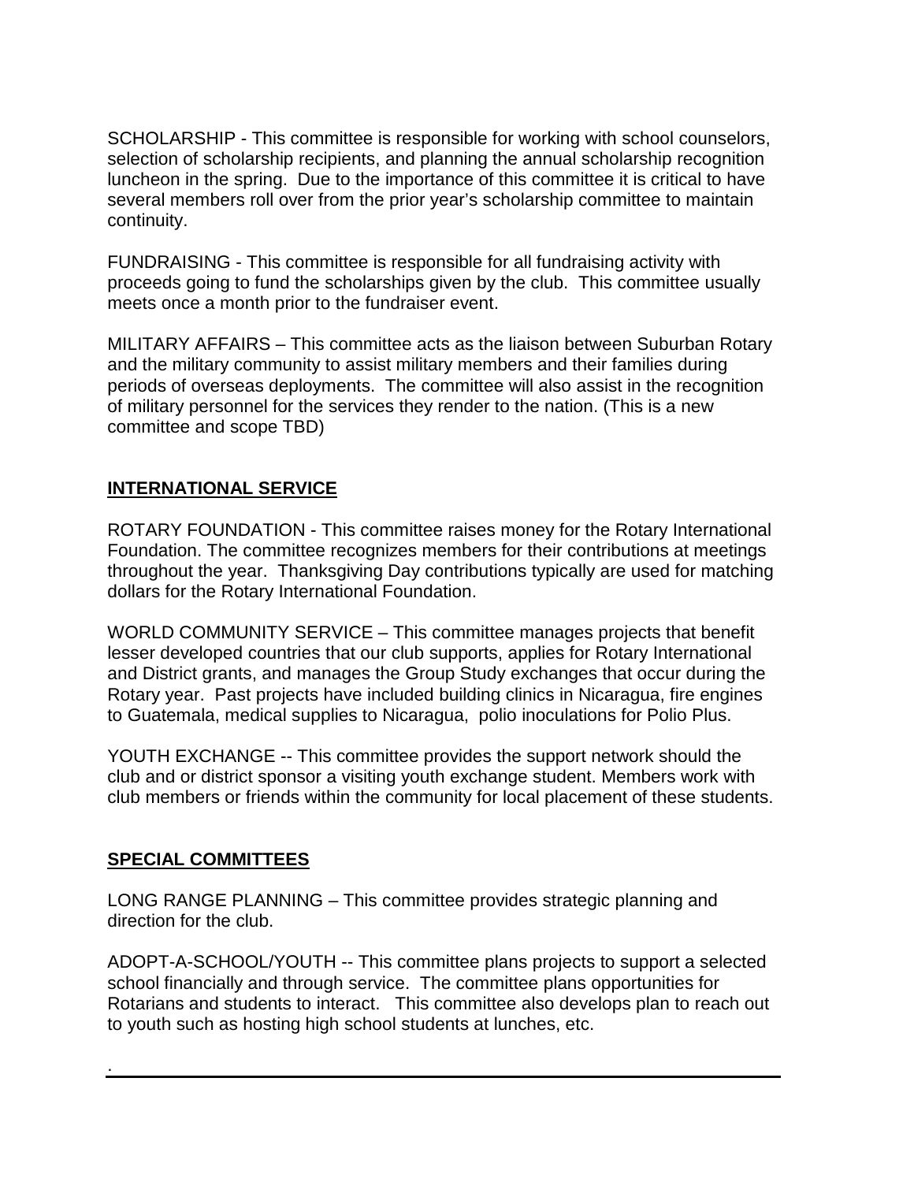SCHOLARSHIP - This committee is responsible for working with school counselors, selection of scholarship recipients, and planning the annual scholarship recognition luncheon in the spring. Due to the importance of this committee it is critical to have several members roll over from the prior year's scholarship committee to maintain continuity.

FUNDRAISING - This committee is responsible for all fundraising activity with proceeds going to fund the scholarships given by the club. This committee usually meets once a month prior to the fundraiser event.

MILITARY AFFAIRS – This committee acts as the liaison between Suburban Rotary and the military community to assist military members and their families during periods of overseas deployments. The committee will also assist in the recognition of military personnel for the services they render to the nation. (This is a new committee and scope TBD)

## INTERNATIONAL SERVICE

ROTARY FOUNDATION - This committee raises money for the Rotary International Foundation. The committee recognizes members for their contributions at meetings throughout the year. Thanksgiving Day contributions typically are used for matching dollars for the Rotary International Foundation.

WORLD COMMUNITY SERVICE – This committee manages projects that benefit lesser developed countries that our club supports, applies for Rotary International and District grants, and manages the Group Study exchanges that occur during the Rotary year. Past projects have included building clinics in Nicaragua, fire engines to Guatemala, medical supplies to Nicaragua, polio inoculations for Polio Plus.

YOUTH EXCHANGE -- This committee provides the support network should the club and or district sponsor a visiting youth exchange student. Members work with club members or friends within the community for local placement of these students.

## SPECIAL COMMITTEES

LONG RANGE PLANNING – This committee provides strategic planning and direction for the club.

ADOPT-A-SCHOOL/YOUTH -- This committee plans projects to support a selected school financially and through service. The committee plans opportunities for Rotarians and students to interact. This committee also develops plan to reach out to youth such as hosting high school students at lunches, etc.

.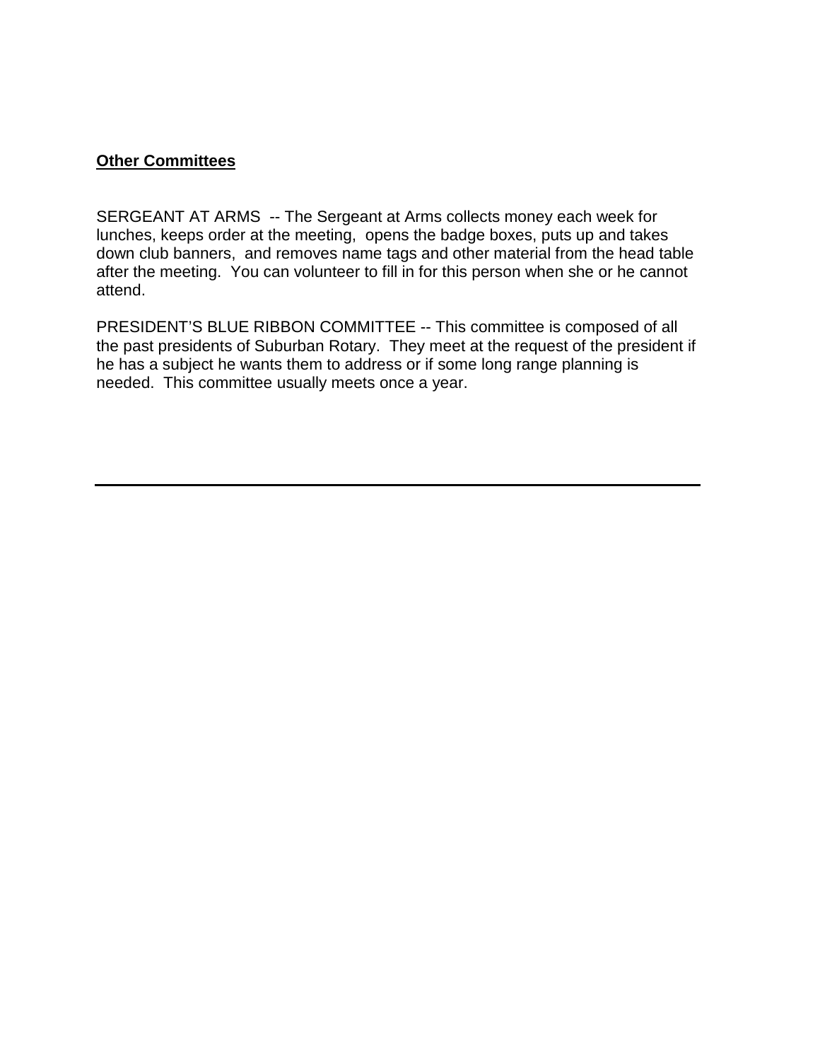**Other Committees**

SERGEANT AT ARMS -- The Sergeant at Arms collects money each week for lunches, keeps order at the meeting, opens the badge boxes, puts up and takes down club banners, and removes name tags and other material from the head table after the meeting. You can volunteer to fill in for this person when she or he cannot attend.

PRESIDENT'S BLUE RIBBON COMMITTEE -- This committee is composed of all the past presidents of Suburban Rotary. They meet at the request of the president if he has a subject he wants them to address or if some long range planning is needed. This committee usually meets once a year.

---